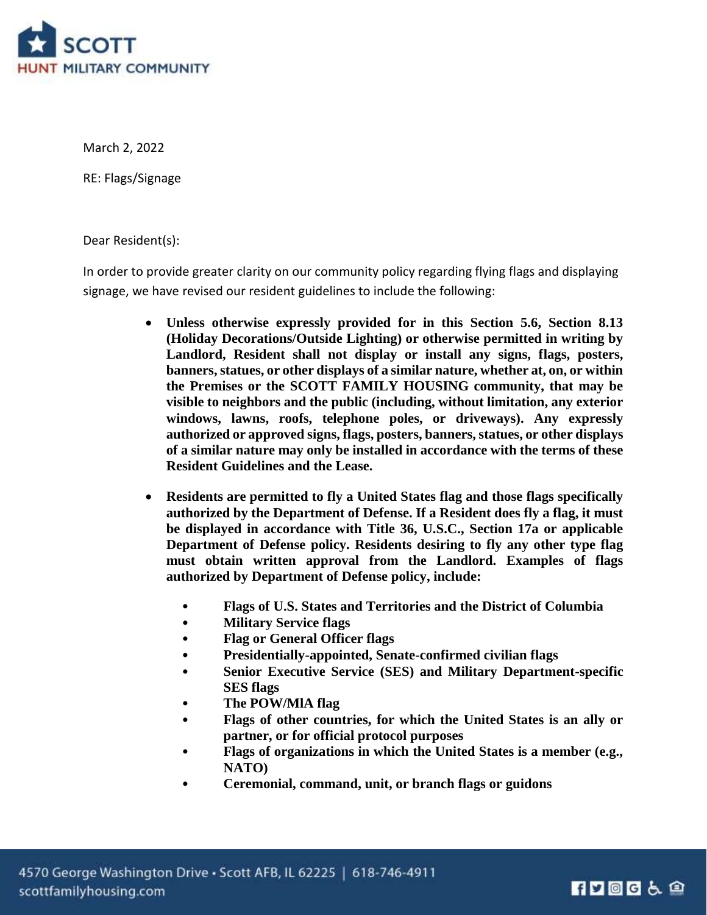SCOTT
HUNT MILITARY COMMUNITY

March 2, 2022

RE: Flags/Signage

Dear Resident(s):

In order to provide greater clarity on our community policy regarding flying flags and displaying signage, we have revised our resident guidelines to include the following:

- **Unless otherwise expressly provided for in this Section 5.6, Section 8.13 (Holiday Decorations/Outside Lighting) or otherwise permitted in writing by Landlord, Resident shall not display or install any signs, flags, posters, banners, statues, or other displays of a similar nature, whether at, on, or within the Premises or the SCOTT FAMILY HOUSING community, that may be visible to neighbors and the public (including, without limitation, any exterior windows, lawns, roofs, telephone poles, or driveways). Any expressly authorized or approved signs, flags, posters, banners, statues, or other displays of a similar nature may only be installed in accordance with the terms of these Resident Guidelines and the Lease.**

- **Residents are permitted to fly a United States flag and those flags specifically authorized by the Department of Defense. If a Resident does fly a flag, it must be displayed in accordance with Title 36, U.S.C., Section 17a or applicable Department of Defense policy. Residents desiring to fly any other type flag must obtain written approval from the Landlord. Examples of flags authorized by Department of Defense policy, include:**
  - **Flags of U.S. States and Territories and the District of Columbia**
  - **Military Service flags**
  - **Flag or General Officer flags**
  - **Presidentially-appointed, Senate-confirmed civilian flags**
  - **Senior Executive Service (SES) and Military Department-specific SES flags**
  - **The POW/MIA flag**
  - **Flags of other countries, for which the United States is an ally or partner, or for official protocol purposes**
  - **Flags of organizations in which the United States is a member (e.g., NATO)**
  - **Ceremonial, command, unit, or branch flags or guidons**

4570 George Washington Drive • Scott AFB, IL 62225 | 618-746-4911
scottfamilyhousing.com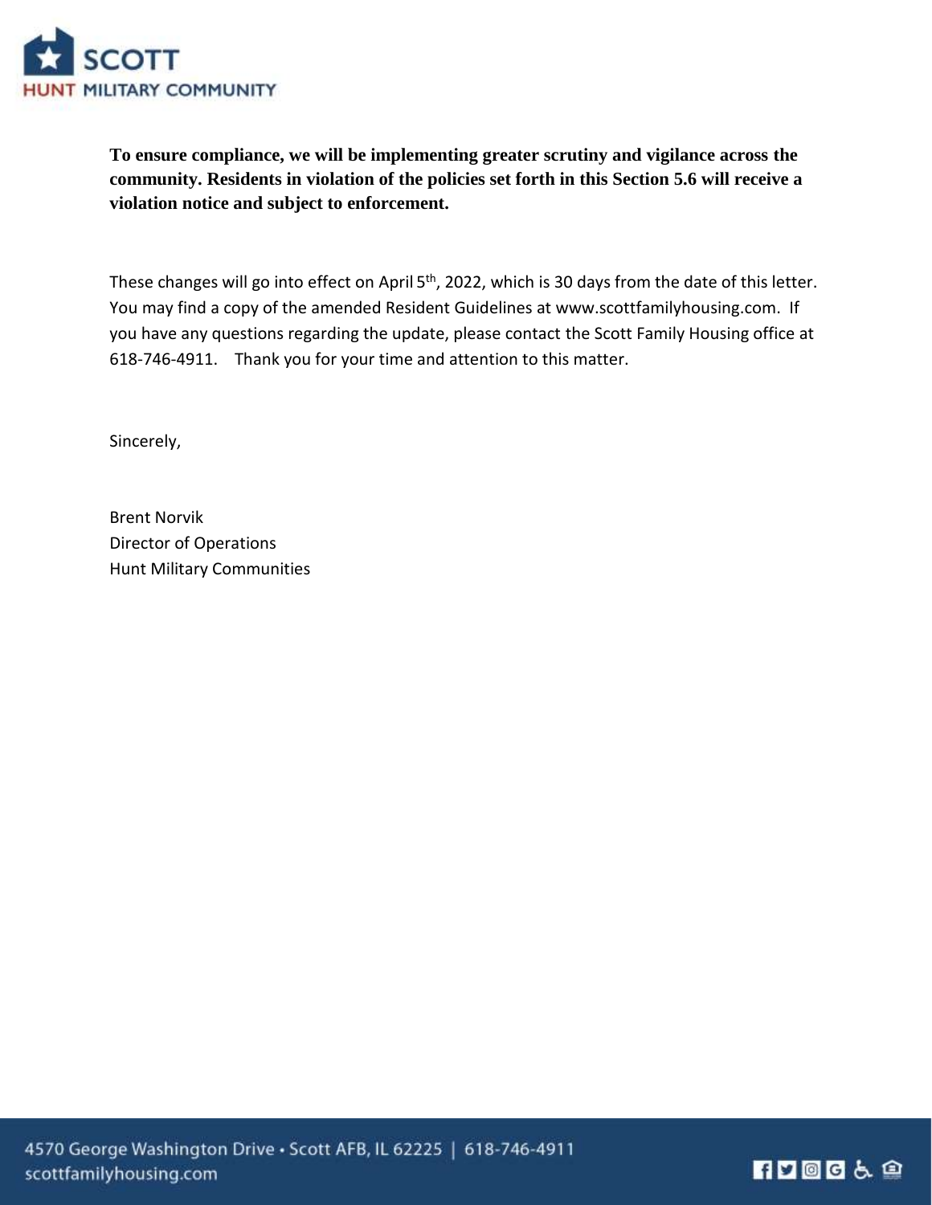**To ensure compliance, we will be implementing greater scrutiny and vigilance across the community. Residents in violation of the policies set forth in this Section 5.6 will receive a violation notice and subject to enforcement.**

These changes will go into effect on April 5th, 2022, which is 30 days from the date of this letter. You may find a copy of the amended Resident Guidelines at www.scottfamilyhousing.com. If you have any questions regarding the update, please contact the Scott Family Housing office at 618-746-4911. Thank you for your time and attention to this matter.

Sincerely,

Brent Norvik
Director of Operations
Hunt Military Communities